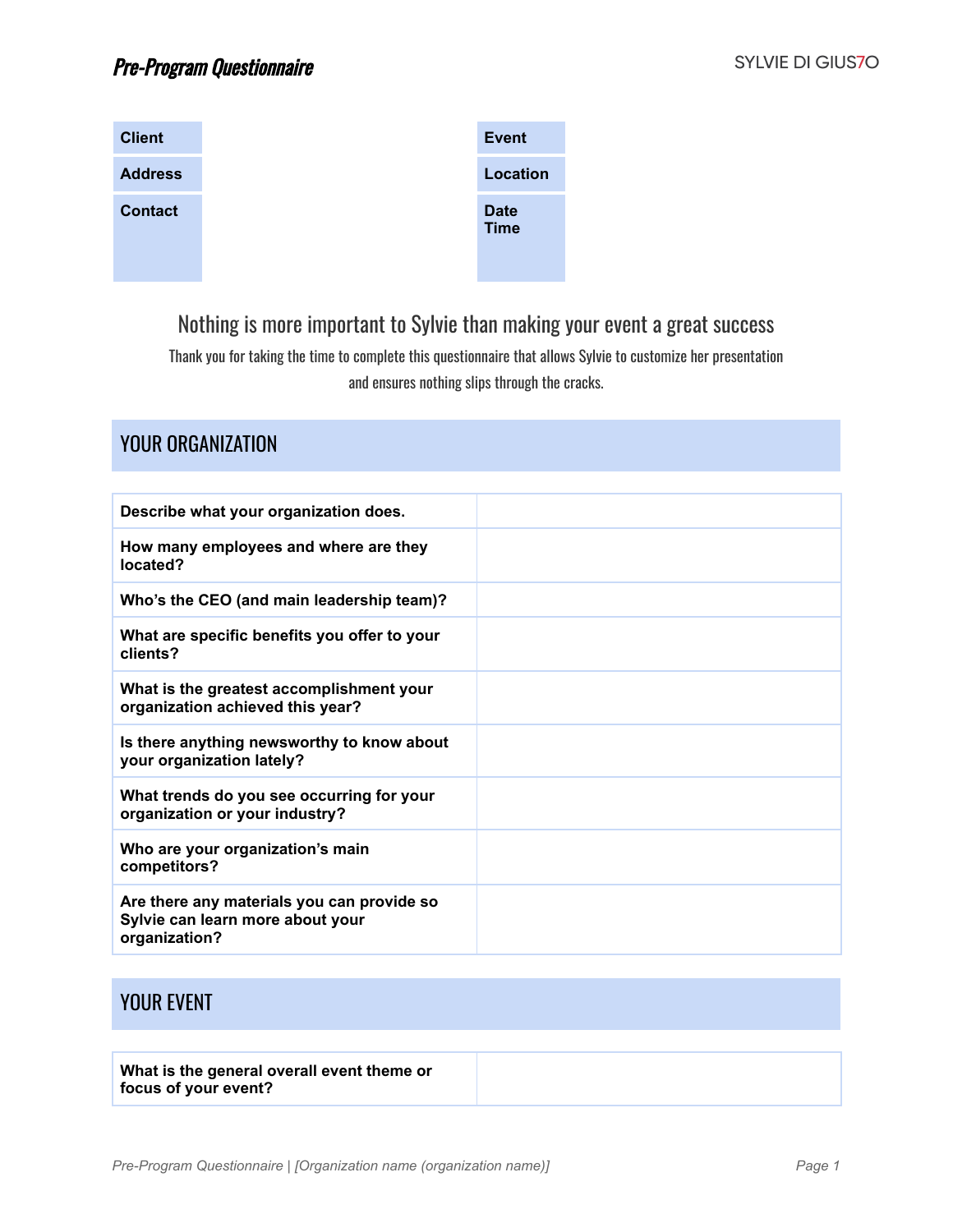# Pre-Program Questionnaire

SYLVIE DI GIUSTO

| Client | | Event | |
|---|---|---|---|
| Address | | Location | |
| Contact | | Date<br>Time | |

## Nothing is more important to Sylvie than making your event a great success

Thank you for taking the time to complete this questionnaire that allows Sylvie to customize her presentation and ensures nothing slips through the cracks.

## YOUR ORGANIZATION

| | |
|---|---|
| **Describe what your organization does.** | |
| **How many employees and where are they located?** | |
| **Who's the CEO (and main leadership team)?** | |
| **What are specific benefits you offer to your clients?** | |
| **What is the greatest accomplishment your organization achieved this year?** | |
| **Is there anything newsworthy to know about your organization lately?** | |
| **What trends do you see occurring for your organization or your industry?** | |
| **Who are your organization's main competitors?** | |
| **Are there any materials you can provide so Sylvie can learn more about your organization?** | |

## YOUR EVENT

| | |
|---|---|
| **What is the general overall event theme or focus of your event?** | |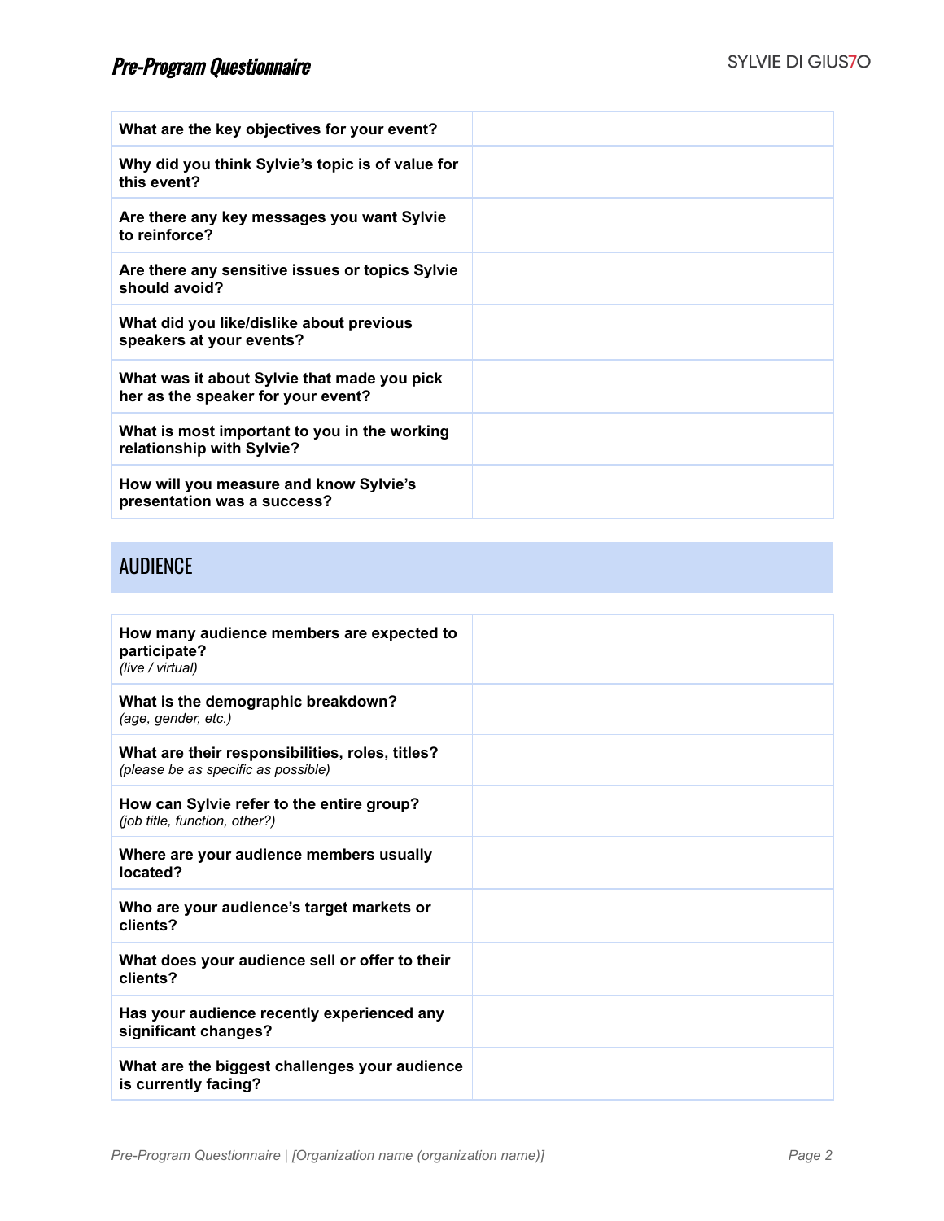| What are the key objectives for your event? | |
|---|---|
| **Why did you think Sylvie's topic is of value for this event?** | |
| **Are there any key messages you want Sylvie to reinforce?** | |
| **Are there any sensitive issues or topics Sylvie should avoid?** | |
| **What did you like/dislike about previous speakers at your events?** | |
| **What was it about Sylvie that made you pick her as the speaker for your event?** | |
| **What is most important to you in the working relationship with Sylvie?** | |
| **How will you measure and know Sylvie's presentation was a success?** | |

## AUDIENCE

| How many audience members are expected to participate? *(live / virtual)* | |
|---|---|
| **What is the demographic breakdown?** *(age, gender, etc.)* | |
| **What are their responsibilities, roles, titles?** *(please be as specific as possible)* | |
| **How can Sylvie refer to the entire group?** *(job title, function, other?)* | |
| **Where are your audience members usually located?** | |
| **Who are your audience's target markets or clients?** | |
| **What does your audience sell or offer to their clients?** | |
| **Has your audience recently experienced any significant changes?** | |
| **What are the biggest challenges your audience is currently facing?** | |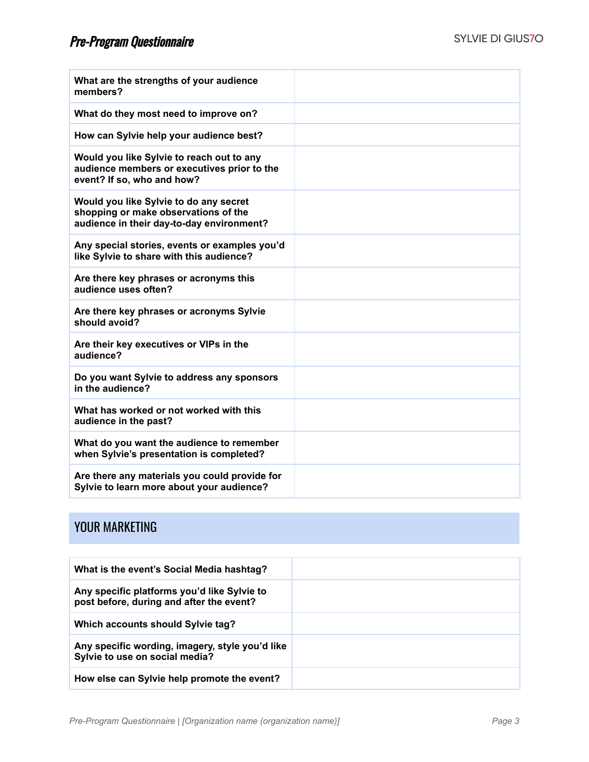| | |
|---|---|
| **What are the strengths of your audience members?** | |
| **What do they most need to improve on?** | |
| **How can Sylvie help your audience best?** | |
| **Would you like Sylvie to reach out to any audience members or executives prior to the event? If so, who and how?** | |
| **Would you like Sylvie to do any secret shopping or make observations of the audience in their day-to-day environment?** | |
| **Any special stories, events or examples you'd like Sylvie to share with this audience?** | |
| **Are there key phrases or acronyms this audience uses often?** | |
| **Are there key phrases or acronyms Sylvie should avoid?** | |
| **Are their key executives or VIPs in the audience?** | |
| **Do you want Sylvie to address any sponsors in the audience?** | |
| **What has worked or not worked with this audience in the past?** | |
| **What do you want the audience to remember when Sylvie's presentation is completed?** | |
| **Are there any materials you could provide for Sylvie to learn more about your audience?** | |

## YOUR MARKETING

| | |
|---|---|
| **What is the event's Social Media hashtag?** | |
| **Any specific platforms you'd like Sylvie to post before, during and after the event?** | |
| **Which accounts should Sylvie tag?** | |
| **Any specific wording, imagery, style you'd like Sylvie to use on social media?** | |
| **How else can Sylvie help promote the event?** | |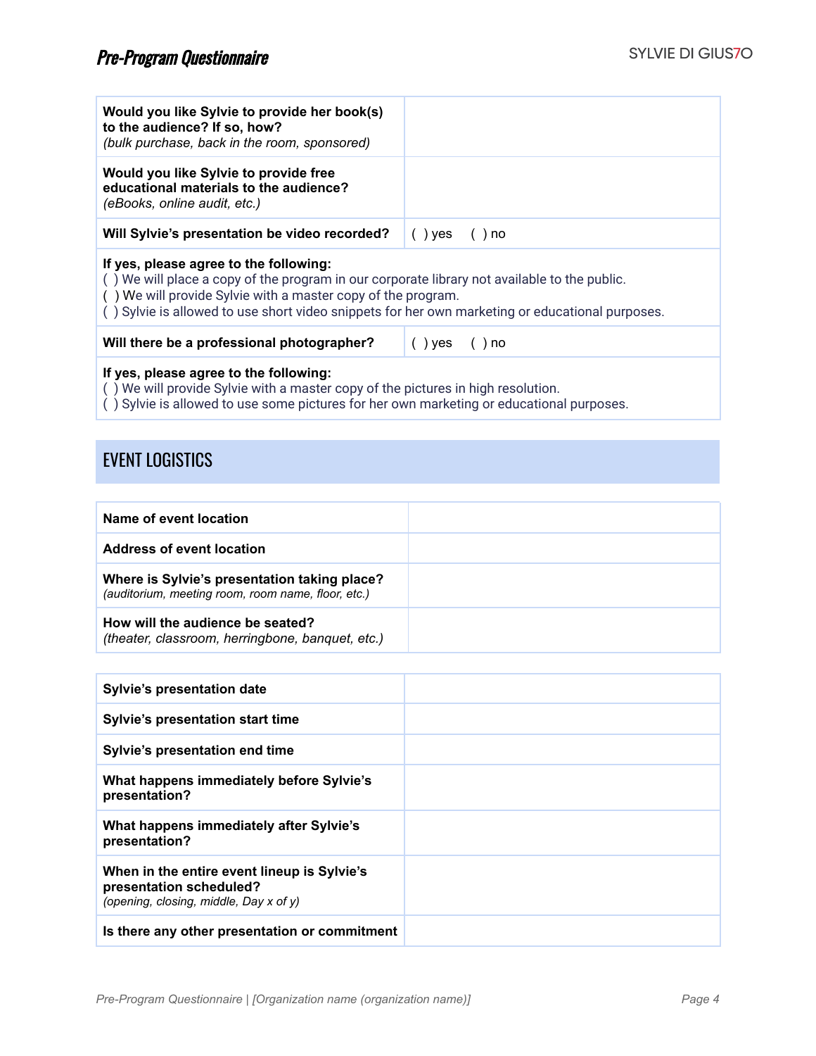| Would you like Sylvie to provide her book(s) to the audience? If so, how? *(bulk purchase, back in the room, sponsored)* | |
|---|---|
| **Would you like Sylvie to provide free educational materials to the audience?** *(eBooks, online audit, etc.)* | |
| **Will Sylvie's presentation be video recorded?** | ( ) yes ( ) no |

**If yes, please agree to the following:**
( ) We will place a copy of the program in our corporate library not available to the public.
( ) We will provide Sylvie with a master copy of the program.
( ) Sylvie is allowed to use short video snippets for her own marketing or educational purposes.

| **Will there be a professional photographer?** | ( ) yes ( ) no |
|---|---|

**If yes, please agree to the following:**
( ) We will provide Sylvie with a master copy of the pictures in high resolution.
( ) Sylvie is allowed to use some pictures for her own marketing or educational purposes.

## EVENT LOGISTICS

| **Name of event location** | |
|---|---|
| **Address of event location** | |
| **Where is Sylvie's presentation taking place?** *(auditorium, meeting room, room name, floor, etc.)* | |
| **How will the audience be seated?** *(theater, classroom, herringbone, banquet, etc.)* | |

| **Sylvie's presentation date** | |
|---|---|
| **Sylvie's presentation start time** | |
| **Sylvie's presentation end time** | |
| **What happens immediately before Sylvie's presentation?** | |
| **What happens immediately after Sylvie's presentation?** | |
| **When in the entire event lineup is Sylvie's presentation scheduled?** *(opening, closing, middle, Day x of y)* | |
| **Is there any other presentation or commitment** | |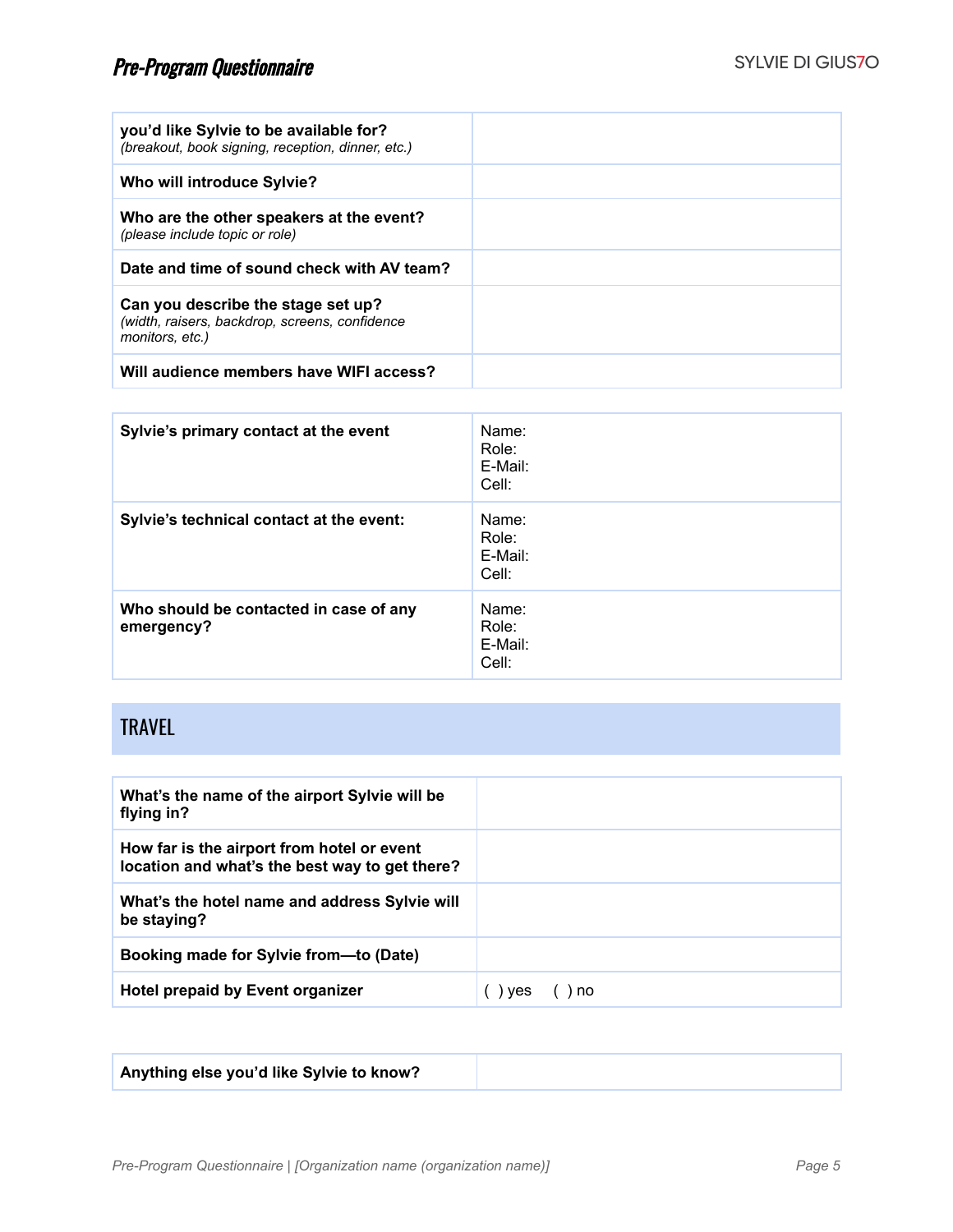| | |
|---|---|
| **you'd like Sylvie to be available for?** *(breakout, book signing, reception, dinner, etc.)* | |
| **Who will introduce Sylvie?** | |
| **Who are the other speakers at the event?** *(please include topic or role)* | |
| **Date and time of sound check with AV team?** | |
| **Can you describe the stage set up?** *(width, raisers, backdrop, screens, confidence monitors, etc.)* | |
| **Will audience members have WIFI access?** | |

| | |
|---|---|
| **Sylvie's primary contact at the event** | Name:<br>Role:<br>E-Mail:<br>Cell: |
| **Sylvie's technical contact at the event:** | Name:<br>Role:<br>E-Mail:<br>Cell: |
| **Who should be contacted in case of any emergency?** | Name:<br>Role:<br>E-Mail:<br>Cell: |

## TRAVEL

| | |
|---|---|
| **What's the name of the airport Sylvie will be flying in?** | |
| **How far is the airport from hotel or event location and what's the best way to get there?** | |
| **What's the hotel name and address Sylvie will be staying?** | |
| **Booking made for Sylvie from—to (Date)** | |
| **Hotel prepaid by Event organizer** | ( ) yes ( ) no |

| | |
|---|---|
| **Anything else you'd like Sylvie to know?** | |